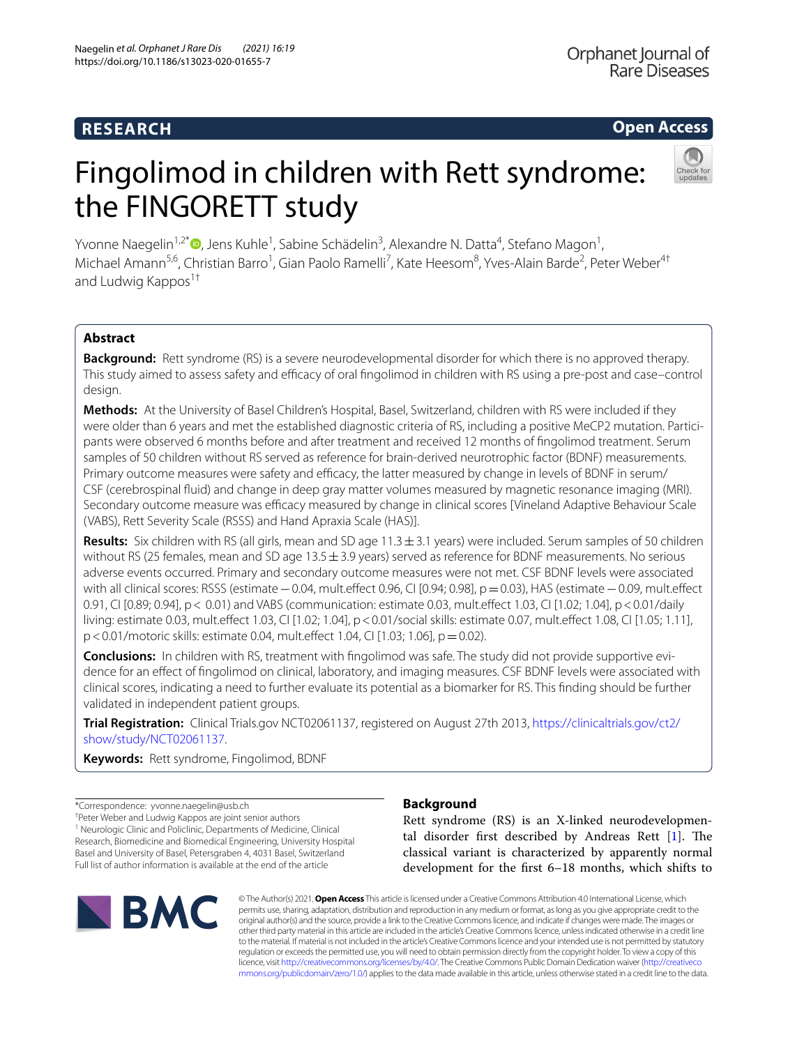RESEARCH

Open Access

# Fingolimod in children with Rett syndrome: the FINGORETT study

Yvonne Naegelin[1,2*], Jens Kuhle[1], Sabine Schädelin[3], Alexandre N. Datta[4], Stefano Magon[1], Michael Amann[5,6], Christian Barro[1], Gian Paolo Ramelli[7], Kate Heesom[8], Yves-Alain Barde[2], Peter Weber[4†] and Ludwig Kappos[1†]

## Abstract

**Background:** Rett syndrome (RS) is a severe neurodevelopmental disorder for which there is no approved therapy. This study aimed to assess safety and efficacy of oral fingolimod in children with RS using a pre-post and case–control design.

**Methods:** At the University of Basel Children's Hospital, Basel, Switzerland, children with RS were included if they were older than 6 years and met the established diagnostic criteria of RS, including a positive MeCP2 mutation. Participants were observed 6 months before and after treatment and received 12 months of fingolimod treatment. Serum samples of 50 children without RS served as reference for brain-derived neurotrophic factor (BDNF) measurements. Primary outcome measures were safety and efficacy, the latter measured by change in levels of BDNF in serum/CSF (cerebrospinal fluid) and change in deep gray matter volumes measured by magnetic resonance imaging (MRI). Secondary outcome measure was efficacy measured by change in clinical scores [Vineland Adaptive Behaviour Scale (VABS), Rett Severity Scale (RSSS) and Hand Apraxia Scale (HAS)].

**Results:** Six children with RS (all girls, mean and SD age 11.3 ± 3.1 years) were included. Serum samples of 50 children without RS (25 females, mean and SD age 13.5 ± 3.9 years) served as reference for BDNF measurements. No serious adverse events occurred. Primary and secondary outcome measures were not met. CSF BDNF levels were associated with all clinical scores: RSSS (estimate −0.04, mult.effect 0.96, CI [0.94; 0.98], p = 0.03), HAS (estimate −0.09, mult.effect 0.91, CI [0.89; 0.94], p < 0.01) and VABS (communication: estimate 0.03, mult.effect 1.03, CI [1.02; 1.04], p < 0.01/daily living: estimate 0.03, mult.effect 1.03, CI [1.02; 1.04], p < 0.01/social skills: estimate 0.07, mult.effect 1.08, CI [1.05; 1.11], p < 0.01/motoric skills: estimate 0.04, mult.effect 1.04, CI [1.03; 1.06], p = 0.02).

**Conclusions:** In children with RS, treatment with fingolimod was safe. The study did not provide supportive evidence for an effect of fingolimod on clinical, laboratory, and imaging measures. CSF BDNF levels were associated with clinical scores, indicating a need to further evaluate its potential as a biomarker for RS. This finding should be further validated in independent patient groups.

**Trial Registration:** Clinical Trials.gov NCT02061137, registered on August 27th 2013, https://clinicaltrials.gov/ct2/show/study/NCT02061137.

**Keywords:** Rett syndrome, Fingolimod, BDNF

*Correspondence: yvonne.naegelin@usb.ch
†Peter Weber and Ludwig Kappos are joint senior authors
[1] Neurologic Clinic and Policlinic, Departments of Medicine, Clinical Research, Biomedicine and Biomedical Engineering, University Hospital Basel and University of Basel, Petersgraben 4, 4031 Basel, Switzerland
Full list of author information is available at the end of the article

## Background

Rett syndrome (RS) is an X-linked neurodevelopmental disorder first described by Andreas Rett [1]. The classical variant is characterized by apparently normal development for the first 6–18 months, which shifts to

© The Author(s) 2021. **Open Access** This article is licensed under a Creative Commons Attribution 4.0 International License, which permits use, sharing, adaptation, distribution and reproduction in any medium or format, as long as you give appropriate credit to the original author(s) and the source, provide a link to the Creative Commons licence, and indicate if changes were made. The images or other third party material in this article are included in the article's Creative Commons licence, unless indicated otherwise in a credit line to the material. If material is not included in the article's Creative Commons licence and your intended use is not permitted by statutory regulation or exceeds the permitted use, you will need to obtain permission directly from the copyright holder. To view a copy of this licence, visit http://creativecommons.org/licenses/by/4.0/. The Creative Commons Public Domain Dedication waiver (http://creativecommons.org/publicdomain/zero/1.0/) applies to the data made available in this article, unless otherwise stated in a credit line to the data.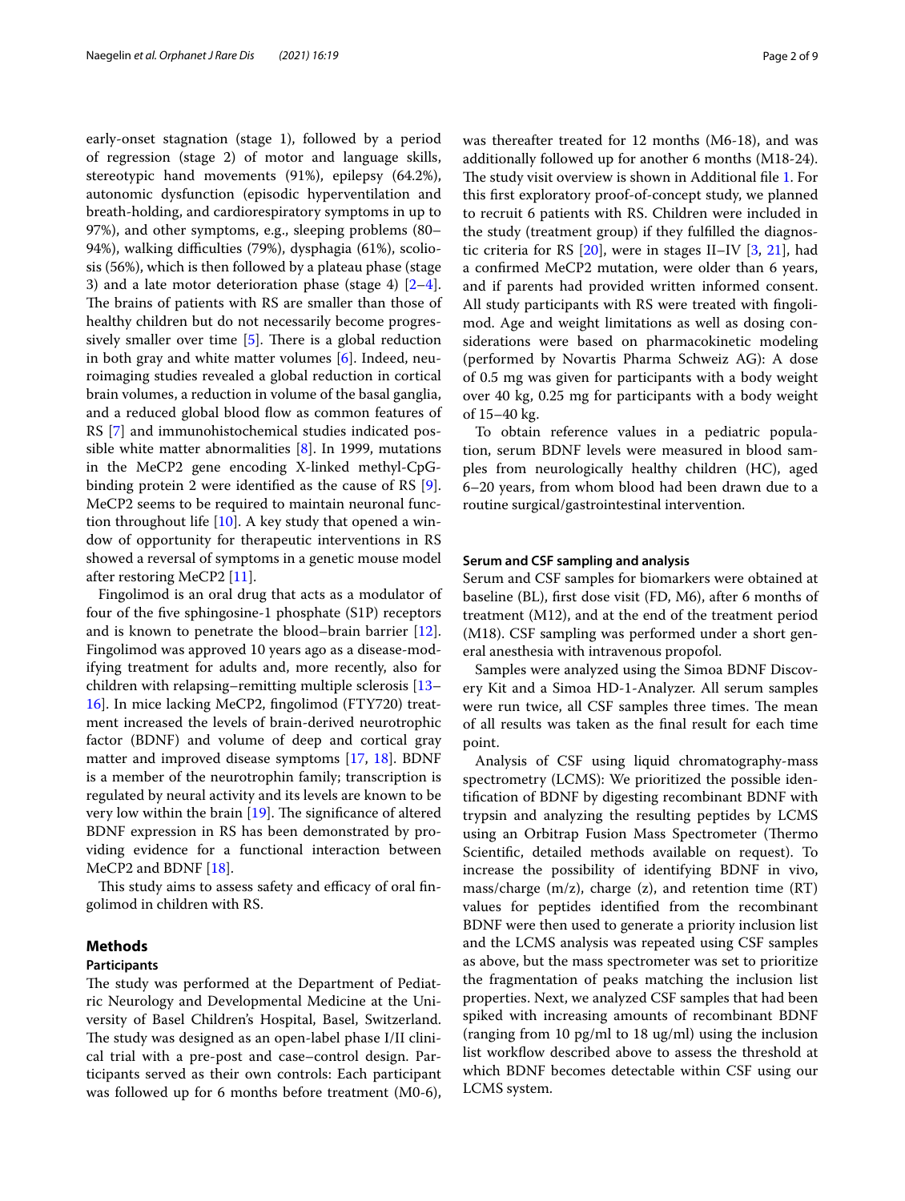early-onset stagnation (stage 1), followed by a period of regression (stage 2) of motor and language skills, stereotypic hand movements (91%), epilepsy (64.2%), autonomic dysfunction (episodic hyperventilation and breath-holding, and cardiorespiratory symptoms in up to 97%), and other symptoms, e.g., sleeping problems (80–94%), walking difficulties (79%), dysphagia (61%), scoliosis (56%), which is then followed by a plateau phase (stage 3) and a late motor deterioration phase (stage 4) [2–4]. The brains of patients with RS are smaller than those of healthy children but do not necessarily become progressively smaller over time [5]. There is a global reduction in both gray and white matter volumes [6]. Indeed, neuroimaging studies revealed a global reduction in cortical brain volumes, a reduction in volume of the basal ganglia, and a reduced global blood flow as common features of RS [7] and immunohistochemical studies indicated possible white matter abnormalities [8]. In 1999, mutations in the MeCP2 gene encoding X-linked methyl-CpG-binding protein 2 were identified as the cause of RS [9]. MeCP2 seems to be required to maintain neuronal function throughout life [10]. A key study that opened a window of opportunity for therapeutic interventions in RS showed a reversal of symptoms in a genetic mouse model after restoring MeCP2 [11].

Fingolimod is an oral drug that acts as a modulator of four of the five sphingosine-1 phosphate (S1P) receptors and is known to penetrate the blood–brain barrier [12]. Fingolimod was approved 10 years ago as a disease-modifying treatment for adults and, more recently, also for children with relapsing–remitting multiple sclerosis [13–16]. In mice lacking MeCP2, fingolimod (FTY720) treatment increased the levels of brain-derived neurotrophic factor (BDNF) and volume of deep and cortical gray matter and improved disease symptoms [17, 18]. BDNF is a member of the neurotrophin family; transcription is regulated by neural activity and its levels are known to be very low within the brain [19]. The significance of altered BDNF expression in RS has been demonstrated by providing evidence for a functional interaction between MeCP2 and BDNF [18].

This study aims to assess safety and efficacy of oral fingolimod in children with RS.

## Methods

### Participants

The study was performed at the Department of Pediatric Neurology and Developmental Medicine at the University of Basel Children's Hospital, Basel, Switzerland. The study was designed as an open-label phase I/II clinical trial with a pre-post and case–control design. Participants served as their own controls: Each participant was followed up for 6 months before treatment (M0-6), was thereafter treated for 12 months (M6-18), and was additionally followed up for another 6 months (M18-24). The study visit overview is shown in Additional file 1. For this first exploratory proof-of-concept study, we planned to recruit 6 patients with RS. Children were included in the study (treatment group) if they fulfilled the diagnostic criteria for RS [20], were in stages II–IV [3, 21], had a confirmed MeCP2 mutation, were older than 6 years, and if parents had provided written informed consent. All study participants with RS were treated with fingolimod. Age and weight limitations as well as dosing considerations were based on pharmacokinetic modeling (performed by Novartis Pharma Schweiz AG): A dose of 0.5 mg was given for participants with a body weight over 40 kg, 0.25 mg for participants with a body weight of 15–40 kg.

To obtain reference values in a pediatric population, serum BDNF levels were measured in blood samples from neurologically healthy children (HC), aged 6–20 years, from whom blood had been drawn due to a routine surgical/gastrointestinal intervention.

### Serum and CSF sampling and analysis

Serum and CSF samples for biomarkers were obtained at baseline (BL), first dose visit (FD, M6), after 6 months of treatment (M12), and at the end of the treatment period (M18). CSF sampling was performed under a short general anesthesia with intravenous propofol.

Samples were analyzed using the Simoa BDNF Discovery Kit and a Simoa HD-1-Analyzer. All serum samples were run twice, all CSF samples three times. The mean of all results was taken as the final result for each time point.

Analysis of CSF using liquid chromatography-mass spectrometry (LCMS): We prioritized the possible identification of BDNF by digesting recombinant BDNF with trypsin and analyzing the resulting peptides by LCMS using an Orbitrap Fusion Mass Spectrometer (Thermo Scientific, detailed methods available on request). To increase the possibility of identifying BDNF in vivo, mass/charge (m/z), charge (z), and retention time (RT) values for peptides identified from the recombinant BDNF were then used to generate a priority inclusion list and the LCMS analysis was repeated using CSF samples as above, but the mass spectrometer was set to prioritize the fragmentation of peaks matching the inclusion list properties. Next, we analyzed CSF samples that had been spiked with increasing amounts of recombinant BDNF (ranging from 10 pg/ml to 18 ug/ml) using the inclusion list workflow described above to assess the threshold at which BDNF becomes detectable within CSF using our LCMS system.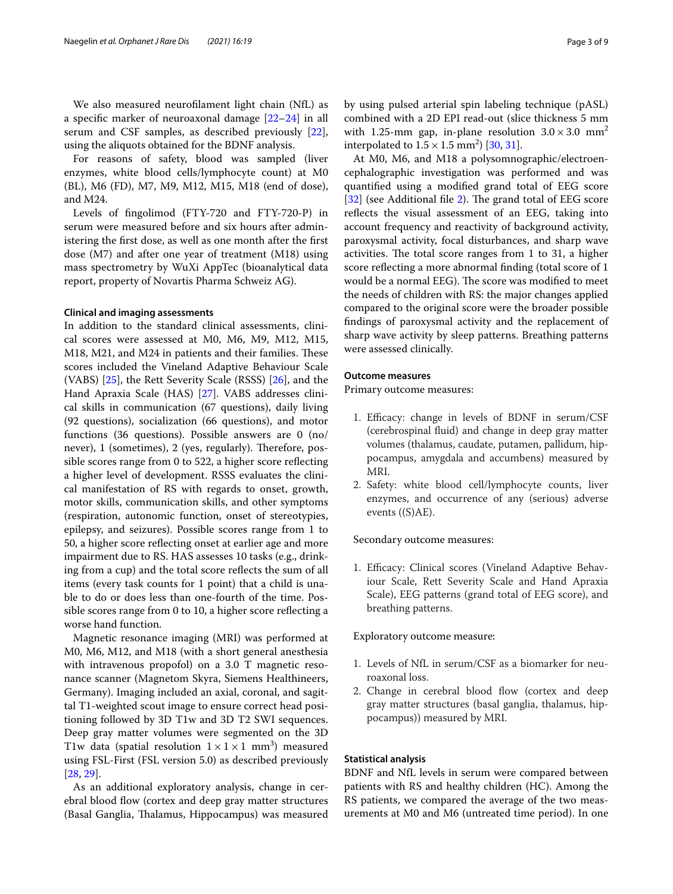We also measured neurofilament light chain (NfL) as a specific marker of neuroaxonal damage [22–24] in all serum and CSF samples, as described previously [22], using the aliquots obtained for the BDNF analysis.

For reasons of safety, blood was sampled (liver enzymes, white blood cells/lymphocyte count) at M0 (BL), M6 (FD), M7, M9, M12, M15, M18 (end of dose), and M24.

Levels of fingolimod (FTY-720 and FTY-720-P) in serum were measured before and six hours after administering the first dose, as well as one month after the first dose (M7) and after one year of treatment (M18) using mass spectrometry by WuXi AppTec (bioanalytical data report, property of Novartis Pharma Schweiz AG).

#### Clinical and imaging assessments

In addition to the standard clinical assessments, clinical scores were assessed at M0, M6, M9, M12, M15, M18, M21, and M24 in patients and their families. These scores included the Vineland Adaptive Behaviour Scale (VABS) [25], the Rett Severity Scale (RSSS) [26], and the Hand Apraxia Scale (HAS) [27]. VABS addresses clinical skills in communication (67 questions), daily living (92 questions), socialization (66 questions), and motor functions (36 questions). Possible answers are 0 (no/never), 1 (sometimes), 2 (yes, regularly). Therefore, possible scores range from 0 to 522, a higher score reflecting a higher level of development. RSSS evaluates the clinical manifestation of RS with regards to onset, growth, motor skills, communication skills, and other symptoms (respiration, autonomic function, onset of stereotypies, epilepsy, and seizures). Possible scores range from 1 to 50, a higher score reflecting onset at earlier age and more impairment due to RS. HAS assesses 10 tasks (e.g., drinking from a cup) and the total score reflects the sum of all items (every task counts for 1 point) that a child is unable to do or does less than one-fourth of the time. Possible scores range from 0 to 10, a higher score reflecting a worse hand function.

Magnetic resonance imaging (MRI) was performed at M0, M6, M12, and M18 (with a short general anesthesia with intravenous propofol) on a 3.0 T magnetic resonance scanner (Magnetom Skyra, Siemens Healthineers, Germany). Imaging included an axial, coronal, and sagittal T1-weighted scout image to ensure correct head positioning followed by 3D T1w and 3D T2 SWI sequences. Deep gray matter volumes were segmented on the 3D T1w data (spatial resolution $1 \times 1 \times 1$ mm$^3$) measured using FSL-First (FSL version 5.0) as described previously [28, 29].

As an additional exploratory analysis, change in cerebral blood flow (cortex and deep gray matter structures (Basal Ganglia, Thalamus, Hippocampus) was measured by using pulsed arterial spin labeling technique (pASL) combined with a 2D EPI read-out (slice thickness 5 mm with 1.25-mm gap, in-plane resolution $3.0 \times 3.0$ mm$^2$ interpolated to $1.5 \times 1.5$ mm$^2$) [30, 31].

At M0, M6, and M18 a polysomnographic/electroencephalographic investigation was performed and was quantified using a modified grand total of EEG score [32] (see Additional file 2). The grand total of EEG score reflects the visual assessment of an EEG, taking into account frequency and reactivity of background activity, paroxysmal activity, focal disturbances, and sharp wave activities. The total score ranges from 1 to 31, a higher score reflecting a more abnormal finding (total score of 1 would be a normal EEG). The score was modified to meet the needs of children with RS: the major changes applied compared to the original score were the broader possible findings of paroxysmal activity and the replacement of sharp wave activity by sleep patterns. Breathing patterns were assessed clinically.

#### Outcome measures

Primary outcome measures:

1. Efficacy: change in levels of BDNF in serum/CSF (cerebrospinal fluid) and change in deep gray matter volumes (thalamus, caudate, putamen, pallidum, hippocampus, amygdala and accumbens) measured by MRI.
2. Safety: white blood cell/lymphocyte counts, liver enzymes, and occurrence of any (serious) adverse events ((S)AE).

Secondary outcome measures:

1. Efficacy: Clinical scores (Vineland Adaptive Behaviour Scale, Rett Severity Scale and Hand Apraxia Scale), EEG patterns (grand total of EEG score), and breathing patterns.

Exploratory outcome measure:

1. Levels of NfL in serum/CSF as a biomarker for neuroaxonal loss.
2. Change in cerebral blood flow (cortex and deep gray matter structures (basal ganglia, thalamus, hippocampus)) measured by MRI.

#### Statistical analysis

BDNF and NfL levels in serum were compared between patients with RS and healthy children (HC). Among the RS patients, we compared the average of the two measurements at M0 and M6 (untreated time period). In one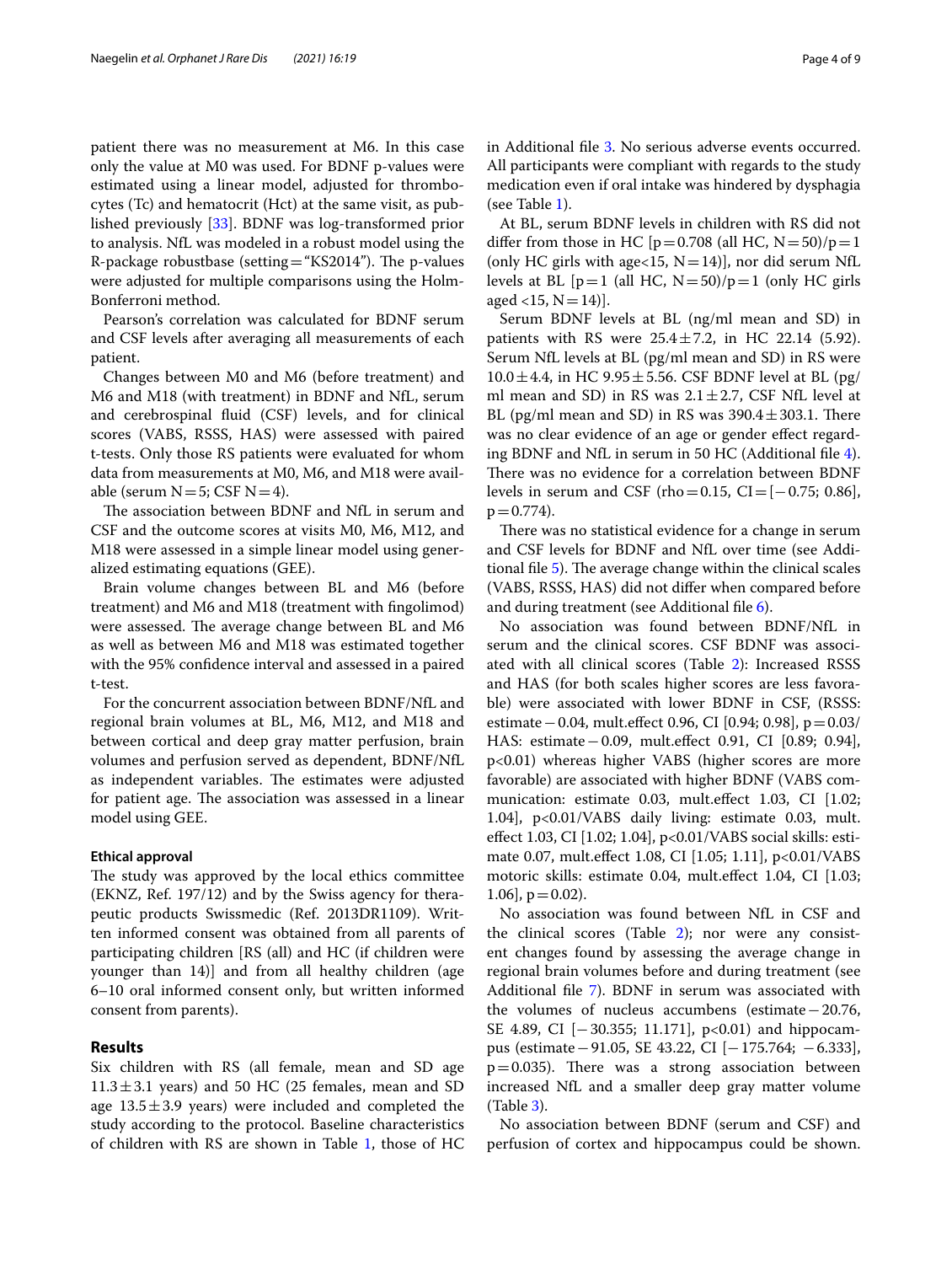patient there was no measurement at M6. In this case only the value at M0 was used. For BDNF p-values were estimated using a linear model, adjusted for thrombocytes (Tc) and hematocrit (Hct) at the same visit, as published previously [33]. BDNF was log-transformed prior to analysis. NfL was modeled in a robust model using the R-package robustbase (setting = "KS2014"). The p-values were adjusted for multiple comparisons using the Holm-Bonferroni method.

Pearson's correlation was calculated for BDNF serum and CSF levels after averaging all measurements of each patient.

Changes between M0 and M6 (before treatment) and M6 and M18 (with treatment) in BDNF and NfL, serum and cerebrospinal fluid (CSF) levels, and for clinical scores (VABS, RSSS, HAS) were assessed with paired t-tests. Only those RS patients were evaluated for whom data from measurements at M0, M6, and M18 were available (serum $N = 5$; CSF $N = 4$).

The association between BDNF and NfL in serum and CSF and the outcome scores at visits M0, M6, M12, and M18 were assessed in a simple linear model using generalized estimating equations (GEE).

Brain volume changes between BL and M6 (before treatment) and M6 and M18 (treatment with fingolimod) were assessed. The average change between BL and M6 as well as between M6 and M18 was estimated together with the 95% confidence interval and assessed in a paired t-test.

For the concurrent association between BDNF/NfL and regional brain volumes at BL, M6, M12, and M18 and between cortical and deep gray matter perfusion, brain volumes and perfusion served as dependent, BDNF/NfL as independent variables. The estimates were adjusted for patient age. The association was assessed in a linear model using GEE.

#### Ethical approval

The study was approved by the local ethics committee (EKNZ, Ref. 197/12) and by the Swiss agency for therapeutic products Swissmedic (Ref. 2013DR1109). Written informed consent was obtained from all parents of participating children [RS (all) and HC (if children were younger than 14)] and from all healthy children (age 6–10 oral informed consent only, but written informed consent from parents).

## Results

Six children with RS (all female, mean and SD age $11.3 \pm 3.1$ years) and 50 HC (25 females, mean and SD age $13.5 \pm 3.9$ years) were included and completed the study according to the protocol. Baseline characteristics of children with RS are shown in Table 1, those of HC in Additional file 3. No serious adverse events occurred. All participants were compliant with regards to the study medication even if oral intake was hindered by dysphagia (see Table 1).

At BL, serum BDNF levels in children with RS did not differ from those in HC [$p = 0.708$ (all HC, $N = 50$)/$p = 1$ (only HC girls with age<15, $N = 14$)], nor did serum NfL levels at BL [$p = 1$ (all HC, $N = 50$)/$p = 1$ (only HC girls aged <15, $N = 14$)].

Serum BDNF levels at BL (ng/ml mean and SD) in patients with RS were $25.4 \pm 7.2$, in HC 22.14 (5.92). Serum NfL levels at BL (pg/ml mean and SD) in RS were $10.0 \pm 4.4$, in HC $9.95 \pm 5.56$. CSF BDNF level at BL (pg/ml mean and SD) in RS was $2.1 \pm 2.7$, CSF NfL level at BL (pg/ml mean and SD) in RS was $390.4 \pm 303.1$. There was no clear evidence of an age or gender effect regarding BDNF and NfL in serum in 50 HC (Additional file 4). There was no evidence for a correlation between BDNF levels in serum and CSF (rho = 0.15, CI = [−0.75; 0.86], $p = 0.774$).

There was no statistical evidence for a change in serum and CSF levels for BDNF and NfL over time (see Additional file 5). The average change within the clinical scales (VABS, RSSS, HAS) did not differ when compared before and during treatment (see Additional file 6).

No association was found between BDNF/NfL in serum and the clinical scores. CSF BDNF was associated with all clinical scores (Table 2): Increased RSSS and HAS (for both scales higher scores are less favorable) were associated with lower BDNF in CSF, (RSSS: estimate −0.04, mult.effect 0.96, CI [0.94; 0.98], $p = 0.03$/ HAS: estimate −0.09, mult.effect 0.91, CI [0.89; 0.94], $p<0.01$) whereas higher VABS (higher scores are more favorable) are associated with higher BDNF (VABS communication: estimate 0.03, mult.effect 1.03, CI [1.02; 1.04], $p<0.01$/VABS daily living: estimate 0.03, mult. effect 1.03, CI [1.02; 1.04], $p<0.01$/VABS social skills: estimate 0.07, mult.effect 1.08, CI [1.05; 1.11], $p<0.01$/VABS motoric skills: estimate 0.04, mult.effect 1.04, CI [1.03; 1.06], $p = 0.02$).

No association was found between NfL in CSF and the clinical scores (Table 2); nor were any consistent changes found by assessing the average change in regional brain volumes before and during treatment (see Additional file 7). BDNF in serum was associated with the volumes of nucleus accumbens (estimate −20.76, SE 4.89, CI [−30.355; 11.171], $p<0.01$) and hippocampus (estimate −91.05, SE 43.22, CI [−175.764; −6.333], $p = 0.035$). There was a strong association between increased NfL and a smaller deep gray matter volume (Table 3).

No association between BDNF (serum and CSF) and perfusion of cortex and hippocampus could be shown.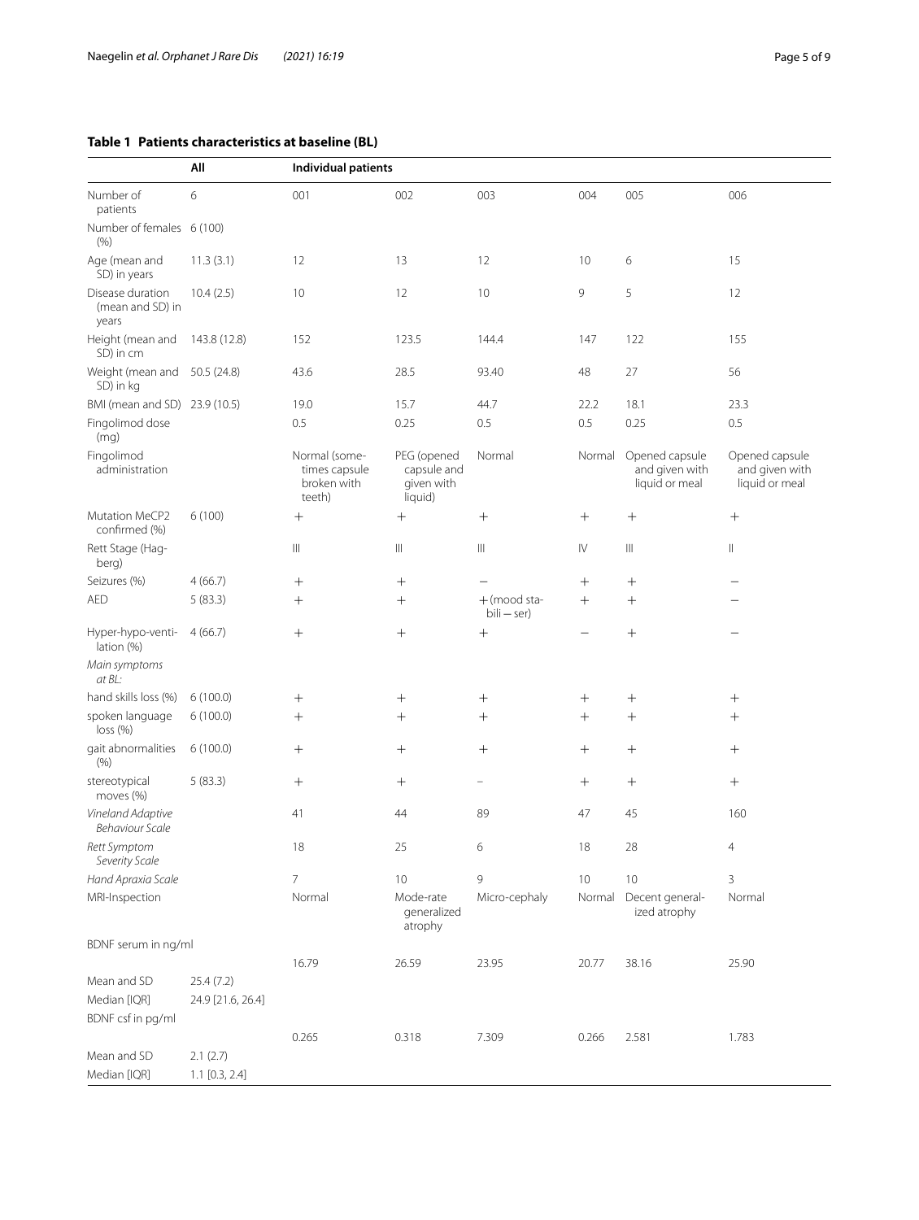**Table 1 Patients characteristics at baseline (BL)**

| | All | Individual patients | | | | | |
|---|---|---|---|---|---|---|---|
| Number of patients | 6 | 001 | 002 | 003 | 004 | 005 | 006 |
| Number of females (%) | 6 (100) | | | | | | |
| Age (mean and SD) in years | 11.3 (3.1) | 12 | 13 | 12 | 10 | 6 | 15 |
| Disease duration (mean and SD) in years | 10.4 (2.5) | 10 | 12 | 10 | 9 | 5 | 12 |
| Height (mean and SD) in cm | 143.8 (12.8) | 152 | 123.5 | 144.4 | 147 | 122 | 155 |
| Weight (mean and SD) in kg | 50.5 (24.8) | 43.6 | 28.5 | 93.40 | 48 | 27 | 56 |
| BMI (mean and SD) | 23.9 (10.5) | 19.0 | 15.7 | 44.7 | 22.2 | 18.1 | 23.3 |
| Fingolimod dose (mg) | | 0.5 | 0.25 | 0.5 | 0.5 | 0.25 | 0.5 |
| Fingolimod administration | | Normal (sometimes capsule broken with teeth) | PEG (opened capsule and given with liquid) | Normal | Normal | Opened capsule and given with liquid or meal | Opened capsule and given with liquid or meal |
| Mutation MeCP2 confirmed (%) | 6 (100) | + | + | + | + | + | + |
| Rett Stage (Hagberg) | | III | III | III | IV | III | II |
| Seizures (%) | 4 (66.7) | + | + | − | + | + | − |
| AED | 5 (83.3) | + | + | + (mood stabili − ser) | + | + | − |
| Hyper-hypo-ventilation (%) | 4 (66.7) | + | + | + | − | + | − |
| *Main symptoms at BL:* | | | | | | | |
| hand skills loss (%) | 6 (100.0) | + | + | + | + | + | + |
| spoken language loss (%) | 6 (100.0) | + | + | + | + | + | + |
| gait abnormalities (%) | 6 (100.0) | + | + | + | + | + | + |
| stereotypical moves (%) | 5 (83.3) | + | + | − | + | + | + |
| *Vineland Adaptive Behaviour Scale* | | 41 | 44 | 89 | 47 | 45 | 160 |
| *Rett Symptom Severity Scale* | | 18 | 25 | 6 | 18 | 28 | 4 |
| *Hand Apraxia Scale* | | 7 | 10 | 9 | 10 | 10 | 3 |
| MRI-Inspection | | Normal | Mode-rate generalized atrophy | Micro-cephaly | Normal | Decent generalized atrophy | Normal |
| BDNF serum in ng/ml | | | | | | | |
| | | 16.79 | 26.59 | 23.95 | 20.77 | 38.16 | 25.90 |
| Mean and SD | 25.4 (7.2) | | | | | | |
| Median [IQR] | 24.9 [21.6, 26.4] | | | | | | |
| BDNF csf in pg/ml | | | | | | | |
| | | 0.265 | 0.318 | 7.309 | 0.266 | 2.581 | 1.783 |
| Mean and SD | 2.1 (2.7) | | | | | | |
| Median [IQR] | 1.1 [0.3, 2.4] | | | | | | |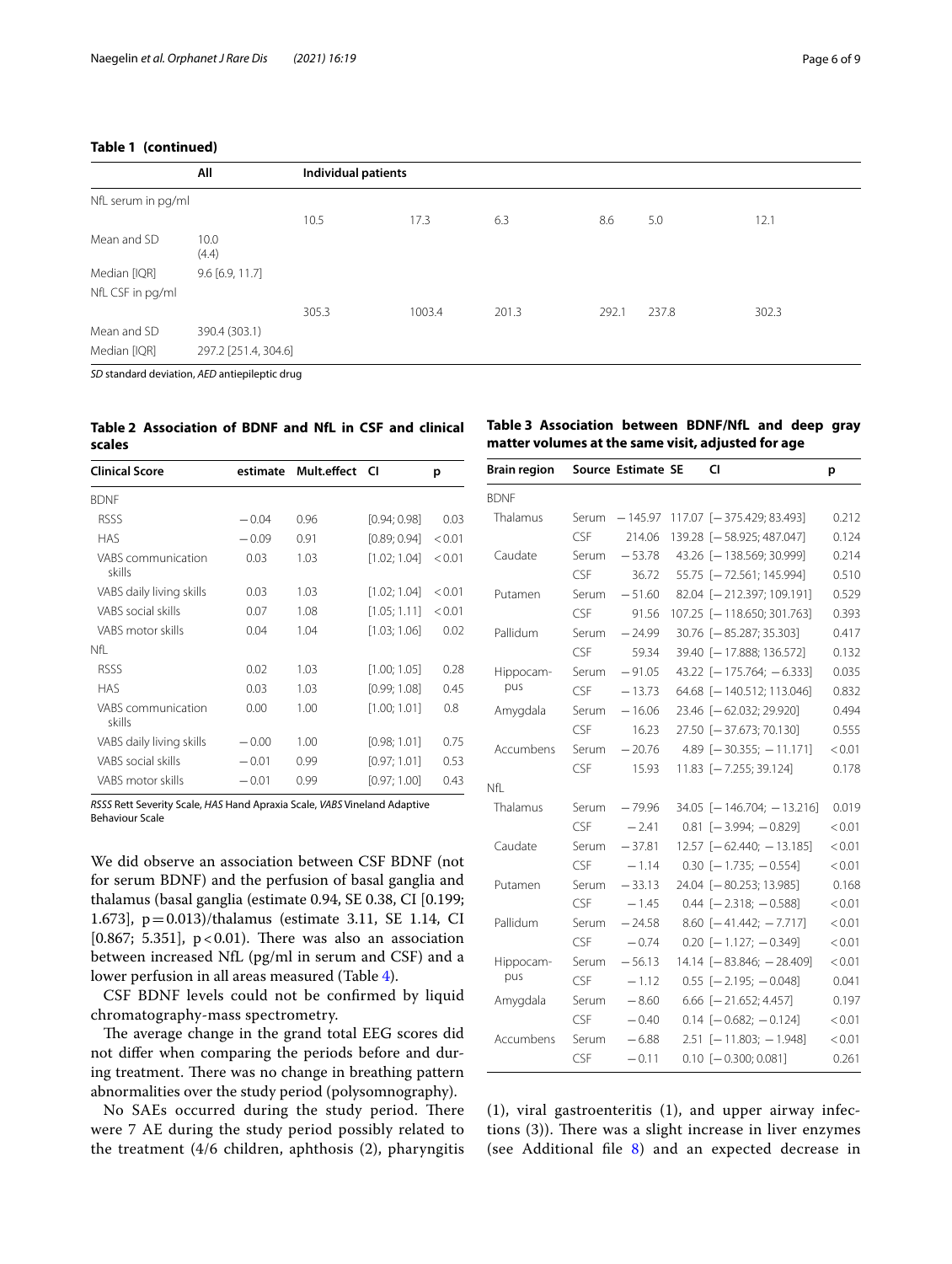**Table 1 (continued)**

| | All | Individual patients | | | | | |
|---|---|---|---|---|---|---|---|
| NfL serum in pg/ml | | | | | | | |
| | | 10.5 | 17.3 | 6.3 | 8.6 | 5.0 | 12.1 |
| Mean and SD | 10.0 (4.4) | | | | | | |
| Median [IQR] | 9.6 [6.9, 11.7] | | | | | | |
| NfL CSF in pg/ml | | | | | | | |
| | | 305.3 | 1003.4 | 201.3 | 292.1 | 237.8 | 302.3 |
| Mean and SD | 390.4 (303.1) | | | | | | |
| Median [IQR] | 297.2 [251.4, 304.6] | | | | | | |

*SD* standard deviation, *AED* antiepileptic drug

**Table 2 Association of BDNF and NfL in CSF and clinical scales**

| Clinical Score | estimate | Mult.effect | CI | p |
|---|---|---|---|---|
| BDNF | | | | |
| RSSS | −0.04 | 0.96 | [0.94; 0.98] | 0.03 |
| HAS | −0.09 | 0.91 | [0.89; 0.94] | <0.01 |
| VABS communication skills | 0.03 | 1.03 | [1.02; 1.04] | <0.01 |
| VABS daily living skills | 0.03 | 1.03 | [1.02; 1.04] | <0.01 |
| VABS social skills | 0.07 | 1.08 | [1.05; 1.11] | <0.01 |
| VABS motor skills | 0.04 | 1.04 | [1.03; 1.06] | 0.02 |
| NfL | | | | |
| RSSS | 0.02 | 1.03 | [1.00; 1.05] | 0.28 |
| HAS | 0.03 | 1.03 | [0.99; 1.08] | 0.45 |
| VABS communication skills | 0.00 | 1.00 | [1.00; 1.01] | 0.8 |
| VABS daily living skills | −0.00 | 1.00 | [0.98; 1.01] | 0.75 |
| VABS social skills | −0.01 | 0.99 | [0.97; 1.01] | 0.53 |
| VABS motor skills | −0.01 | 0.99 | [0.97; 1.00] | 0.43 |

*RSSS* Rett Severity Scale, *HAS* Hand Apraxia Scale, *VABS* Vineland Adaptive Behaviour Scale

We did observe an association between CSF BDNF (not for serum BDNF) and the perfusion of basal ganglia and thalamus (basal ganglia (estimate 0.94, SE 0.38, CI [0.199; 1.673], p = 0.013)/thalamus (estimate 3.11, SE 1.14, CI [0.867; 5.351], p < 0.01). There was also an association between increased NfL (pg/ml in serum and CSF) and a lower perfusion in all areas measured (Table 4).

CSF BDNF levels could not be confirmed by liquid chromatography-mass spectrometry.

The average change in the grand total EEG scores did not differ when comparing the periods before and during treatment. There was no change in breathing pattern abnormalities over the study period (polysomnography).

No SAEs occurred during the study period. There were 7 AE during the study period possibly related to the treatment (4/6 children, aphthosis (2), pharyngitis (1), viral gastroenteritis (1), and upper airway infections (3)). There was a slight increase in liver enzymes (see Additional file 8) and an expected decrease in

**Table 3 Association between BDNF/NfL and deep gray matter volumes at the same visit, adjusted for age**

| Brain region | Source | Estimate | SE | CI | p |
|---|---|---|---|---|---|
| BDNF | | | | | |
| Thalamus | Serum | −145.97 | 117.07 | [−375.429; 83.493] | 0.212 |
| | CSF | 214.06 | 139.28 | [−58.925; 487.047] | 0.124 |
| Caudate | Serum | −53.78 | 43.26 | [−138.569; 30.999] | 0.214 |
| | CSF | 36.72 | 55.75 | [−72.561; 145.994] | 0.510 |
| Putamen | Serum | −51.60 | 82.04 | [−212.397; 109.191] | 0.529 |
| | CSF | 91.56 | 107.25 | [−118.650; 301.763] | 0.393 |
| Pallidum | Serum | −24.99 | 30.76 | [−85.287; 35.303] | 0.417 |
| | CSF | 59.34 | 39.40 | [−17.888; 136.572] | 0.132 |
| Hippocampus | Serum | −91.05 | 43.22 | [−175.764; −6.333] | 0.035 |
| | CSF | −13.73 | 64.68 | [−140.512; 113.046] | 0.832 |
| Amygdala | Serum | −16.06 | 23.46 | [−62.032; 29.920] | 0.494 |
| | CSF | 16.23 | 27.50 | [−37.673; 70.130] | 0.555 |
| Accumbens | Serum | −20.76 | 4.89 | [−30.355; −11.171] | <0.01 |
| | CSF | 15.93 | 11.83 | [−7.255; 39.124] | 0.178 |
| NfL | | | | | |
| Thalamus | Serum | −79.96 | 34.05 | [−146.704; −13.216] | 0.019 |
| | CSF | −2.41 | 0.81 | [−3.994; −0.829] | <0.01 |
| Caudate | Serum | −37.81 | 12.57 | [−62.440; −13.185] | <0.01 |
| | CSF | −1.14 | 0.30 | [−1.735; −0.554] | <0.01 |
| Putamen | Serum | −33.13 | 24.04 | [−80.253; 13.985] | 0.168 |
| | CSF | −1.45 | 0.44 | [−2.318; −0.588] | <0.01 |
| Pallidum | Serum | −24.58 | 8.60 | [−41.442; −7.717] | <0.01 |
| | CSF | −0.74 | 0.20 | [−1.127; −0.349] | <0.01 |
| Hippocampus | Serum | −56.13 | 14.14 | [−83.846; −28.409] | <0.01 |
| | CSF | −1.12 | 0.55 | [−2.195; −0.048] | 0.041 |
| Amygdala | Serum | −8.60 | 6.66 | [−21.652; 4.457] | 0.197 |
| | CSF | −0.40 | 0.14 | [−0.682; −0.124] | <0.01 |
| Accumbens | Serum | −6.88 | 2.51 | [−11.803; −1.948] | <0.01 |
| | CSF | −0.11 | 0.10 | [−0.300; 0.081] | 0.261 |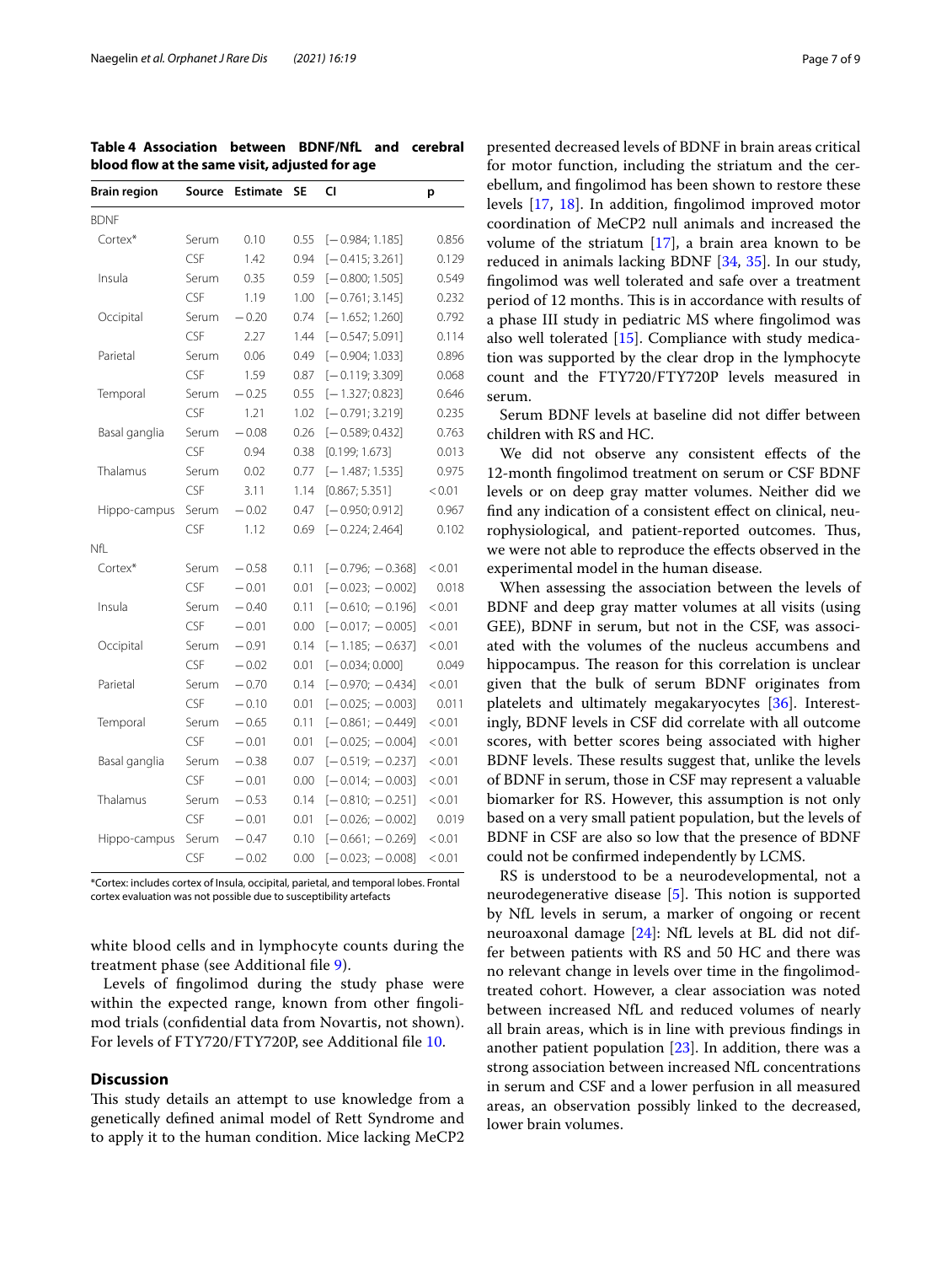**Table 4 Association between BDNF/NfL and cerebral blood flow at the same visit, adjusted for age**

| Brain region | Source | Estimate | SE | CI | p |
|---|---|---|---|---|---|
| BDNF | | | | | |
| Cortex* | Serum | 0.10 | 0.55 | [− 0.984; 1.185] | 0.856 |
| | CSF | 1.42 | 0.94 | [− 0.415; 3.261] | 0.129 |
| Insula | Serum | 0.35 | 0.59 | [− 0.800; 1.505] | 0.549 |
| | CSF | 1.19 | 1.00 | [− 0.761; 3.145] | 0.232 |
| Occipital | Serum | − 0.20 | 0.74 | [− 1.652; 1.260] | 0.792 |
| | CSF | 2.27 | 1.44 | [− 0.547; 5.091] | 0.114 |
| Parietal | Serum | 0.06 | 0.49 | [− 0.904; 1.033] | 0.896 |
| | CSF | 1.59 | 0.87 | [− 0.119; 3.309] | 0.068 |
| Temporal | Serum | − 0.25 | 0.55 | [− 1.327; 0.823] | 0.646 |
| | CSF | 1.21 | 1.02 | [− 0.791; 3.219] | 0.235 |
| Basal ganglia | Serum | − 0.08 | 0.26 | [− 0.589; 0.432] | 0.763 |
| | CSF | 0.94 | 0.38 | [0.199; 1.673] | 0.013 |
| Thalamus | Serum | 0.02 | 0.77 | [− 1.487; 1.535] | 0.975 |
| | CSF | 3.11 | 1.14 | [0.867; 5.351] | < 0.01 |
| Hippo-campus | Serum | − 0.02 | 0.47 | [− 0.950; 0.912] | 0.967 |
| | CSF | 1.12 | 0.69 | [− 0.224; 2.464] | 0.102 |
| NfL | | | | | |
| Cortex* | Serum | − 0.58 | 0.11 | [− 0.796; − 0.368] | < 0.01 |
| | CSF | − 0.01 | 0.01 | [− 0.023; − 0.002] | 0.018 |
| Insula | Serum | − 0.40 | 0.11 | [− 0.610; − 0.196] | < 0.01 |
| | CSF | − 0.01 | 0.00 | [− 0.017; − 0.005] | < 0.01 |
| Occipital | Serum | − 0.91 | 0.14 | [− 1.185; − 0.637] | < 0.01 |
| | CSF | − 0.02 | 0.01 | [− 0.034; 0.000] | 0.049 |
| Parietal | Serum | − 0.70 | 0.14 | [− 0.970; − 0.434] | < 0.01 |
| | CSF | − 0.10 | 0.01 | [− 0.025; − 0.003] | 0.011 |
| Temporal | Serum | − 0.65 | 0.11 | [− 0.861; − 0.449] | < 0.01 |
| | CSF | − 0.01 | 0.01 | [− 0.025; − 0.004] | < 0.01 |
| Basal ganglia | Serum | − 0.38 | 0.07 | [− 0.519; − 0.237] | < 0.01 |
| | CSF | − 0.01 | 0.00 | [− 0.014; − 0.003] | < 0.01 |
| Thalamus | Serum | − 0.53 | 0.14 | [− 0.810; − 0.251] | < 0.01 |
| | CSF | − 0.01 | 0.01 | [− 0.026; − 0.002] | 0.019 |
| Hippo-campus | Serum | − 0.47 | 0.10 | [− 0.661; − 0.269] | < 0.01 |
| | CSF | − 0.02 | 0.00 | [− 0.023; − 0.008] | < 0.01 |

*Cortex: includes cortex of Insula, occipital, parietal, and temporal lobes. Frontal cortex evaluation was not possible due to susceptibility artefacts

white blood cells and in lymphocyte counts during the treatment phase (see Additional file 9).

Levels of fingolimod during the study phase were within the expected range, known from other fingolimod trials (confidential data from Novartis, not shown). For levels of FTY720/FTY720P, see Additional file 10.

## Discussion

This study details an attempt to use knowledge from a genetically defined animal model of Rett Syndrome and to apply it to the human condition. Mice lacking MeCP2 presented decreased levels of BDNF in brain areas critical for motor function, including the striatum and the cerebellum, and fingolimod has been shown to restore these levels [17, 18]. In addition, fingolimod improved motor coordination of MeCP2 null animals and increased the volume of the striatum [17], a brain area known to be reduced in animals lacking BDNF [34, 35]. In our study, fingolimod was well tolerated and safe over a treatment period of 12 months. This is in accordance with results of a phase III study in pediatric MS where fingolimod was also well tolerated [15]. Compliance with study medication was supported by the clear drop in the lymphocyte count and the FTY720/FTY720P levels measured in serum.

Serum BDNF levels at baseline did not differ between children with RS and HC.

We did not observe any consistent effects of the 12-month fingolimod treatment on serum or CSF BDNF levels or on deep gray matter volumes. Neither did we find any indication of a consistent effect on clinical, neurophysiological, and patient-reported outcomes. Thus, we were not able to reproduce the effects observed in the experimental model in the human disease.

When assessing the association between the levels of BDNF and deep gray matter volumes at all visits (using GEE), BDNF in serum, but not in the CSF, was associated with the volumes of the nucleus accumbens and hippocampus. The reason for this correlation is unclear given that the bulk of serum BDNF originates from platelets and ultimately megakaryocytes [36]. Interestingly, BDNF levels in CSF did correlate with all outcome scores, with better scores being associated with higher BDNF levels. These results suggest that, unlike the levels of BDNF in serum, those in CSF may represent a valuable biomarker for RS. However, this assumption is not only based on a very small patient population, but the levels of BDNF in CSF are also so low that the presence of BDNF could not be confirmed independently by LCMS.

RS is understood to be a neurodevelopmental, not a neurodegenerative disease [5]. This notion is supported by NfL levels in serum, a marker of ongoing or recent neuroaxonal damage [24]: NfL levels at BL did not differ between patients with RS and 50 HC and there was no relevant change in levels over time in the fingolimod-treated cohort. However, a clear association was noted between increased NfL and reduced volumes of nearly all brain areas, which is in line with previous findings in another patient population [23]. In addition, there was a strong association between increased NfL concentrations in serum and CSF and a lower perfusion in all measured areas, an observation possibly linked to the decreased, lower brain volumes.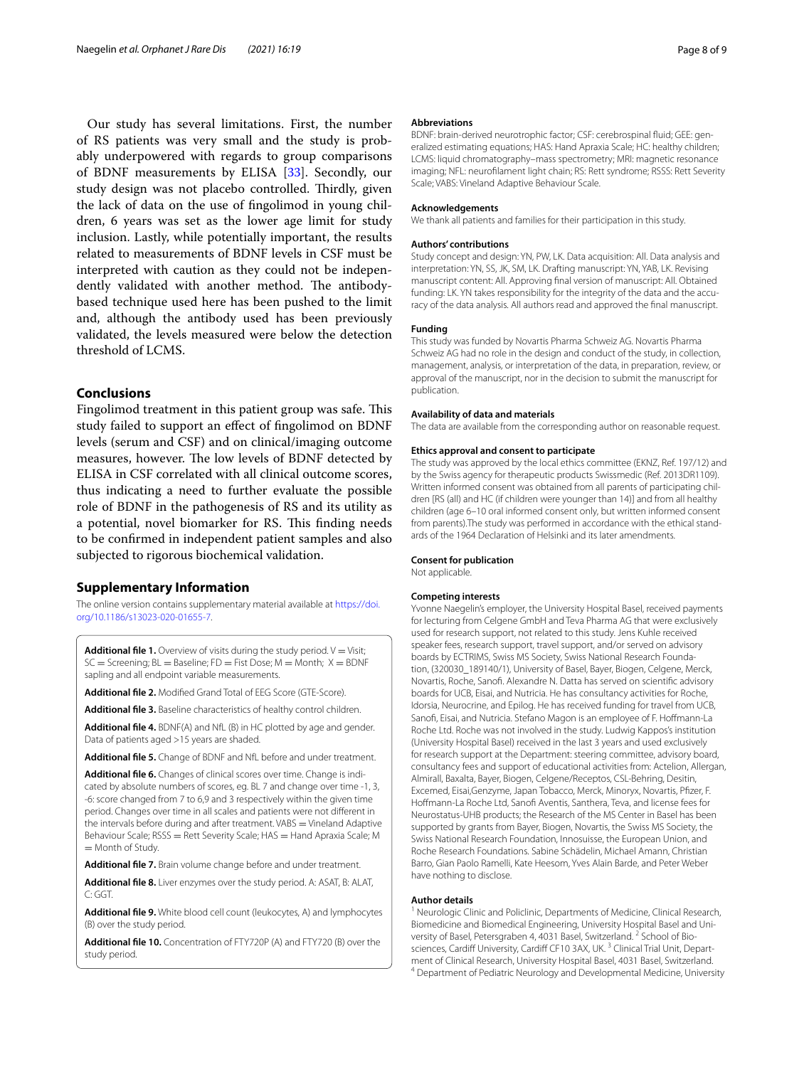Our study has several limitations. First, the number of RS patients was very small and the study is probably underpowered with regards to group comparisons of BDNF measurements by ELISA [33]. Secondly, our study design was not placebo controlled. Thirdly, given the lack of data on the use of fingolimod in young children, 6 years was set as the lower age limit for study inclusion. Lastly, while potentially important, the results related to measurements of BDNF levels in CSF must be interpreted with caution as they could not be independently validated with another method. The antibody-based technique used here has been pushed to the limit and, although the antibody used has been previously validated, the levels measured were below the detection threshold of LCMS.

## Conclusions

Fingolimod treatment in this patient group was safe. This study failed to support an effect of fingolimod on BDNF levels (serum and CSF) and on clinical/imaging outcome measures, however. The low levels of BDNF detected by ELISA in CSF correlated with all clinical outcome scores, thus indicating a need to further evaluate the possible role of BDNF in the pathogenesis of RS and its utility as a potential, novel biomarker for RS. This finding needs to be confirmed in independent patient samples and also subjected to rigorous biochemical validation.

## Supplementary Information

The online version contains supplementary material available at https://doi.org/10.1186/s13023-020-01655-7.

**Additional file 1.** Overview of visits during the study period. V = Visit; SC = Screening; BL = Baseline; FD = Fist Dose; M = Month; X = BDNF sapling and all endpoint variable measurements.

**Additional file 2.** Modified Grand Total of EEG Score (GTE-Score).

**Additional file 3.** Baseline characteristics of healthy control children.

**Additional file 4.** BDNF(A) and NfL (B) in HC plotted by age and gender. Data of patients aged >15 years are shaded.

**Additional file 5.** Change of BDNF and NfL before and under treatment.

**Additional file 6.** Changes of clinical scores over time. Change is indicated by absolute numbers of scores, eg. BL 7 and change over time -1, 3, -6: score changed from 7 to 6,9 and 3 respectively within the given time period. Changes over time in all scales and patients were not different in the intervals before during and after treatment. VABS = Vineland Adaptive Behaviour Scale; RSSS = Rett Severity Scale; HAS = Hand Apraxia Scale; M = Month of Study.

**Additional file 7.** Brain volume change before and under treatment.

**Additional file 8.** Liver enzymes over the study period. A: ASAT, B: ALAT, C: GGT.

**Additional file 9.** White blood cell count (leukocytes, A) and lymphocytes (B) over the study period.

**Additional file 10.** Concentration of FTY720P (A) and FTY720 (B) over the study period.

### Abbreviations

BDNF: brain-derived neurotrophic factor; CSF: cerebrospinal fluid; GEE: generalized estimating equations; HAS: Hand Apraxia Scale; HC: healthy children; LCMS: liquid chromatography–mass spectrometry; MRI: magnetic resonance imaging; NFL: neurofilament light chain; RS: Rett syndrome; RSSS: Rett Severity Scale; VABS: Vineland Adaptive Behaviour Scale.

### Acknowledgements

We thank all patients and families for their participation in this study.

### Authors' contributions

Study concept and design: YN, PW, LK. Data acquisition: All. Data analysis and interpretation: YN, SS, JK, SM, LK. Drafting manuscript: YN, YAB, LK. Revising manuscript content: All. Approving final version of manuscript: All. Obtained funding: LK. YN takes responsibility for the integrity of the data and the accuracy of the data analysis. All authors read and approved the final manuscript.

### Funding

This study was funded by Novartis Pharma Schweiz AG. Novartis Pharma Schweiz AG had no role in the design and conduct of the study, in collection, management, analysis, or interpretation of the data, in preparation, review, or approval of the manuscript, nor in the decision to submit the manuscript for publication.

### Availability of data and materials

The data are available from the corresponding author on reasonable request.

### Ethics approval and consent to participate

The study was approved by the local ethics committee (EKNZ, Ref. 197/12) and by the Swiss agency for therapeutic products Swissmedic (Ref. 2013DR1109). Written informed consent was obtained from all parents of participating children [RS (all) and HC (if children were younger than 14)] and from all healthy children (age 6–10 oral informed consent only, but written informed consent from parents).The study was performed in accordance with the ethical standards of the 1964 Declaration of Helsinki and its later amendments.

### Consent for publication

Not applicable.

### Competing interests

Yvonne Naegelin's employer, the University Hospital Basel, received payments for lecturing from Celgene GmbH and Teva Pharma AG that were exclusively used for research support, not related to this study. Jens Kuhle received speaker fees, research support, travel support, and/or served on advisory boards by ECTRIMS, Swiss MS Society, Swiss National Research Foundation, (320030_189140/1), University of Basel, Bayer, Biogen, Celgene, Merck, Novartis, Roche, Sanofi. Alexandre N. Datta has served on scientific advisory boards for UCB, Eisai, and Nutricia. He has consultancy activities for Roche, Idorsia, Neurocrine, and Epilog. He has received funding for travel from UCB, Sanofi, Eisai, and Nutricia. Stefano Magon is an employee of F. Hoffmann-La Roche Ltd. Roche was not involved in the study. Ludwig Kappos's institution (University Hospital Basel) received in the last 3 years and used exclusively for research support at the Department: steering committee, advisory board, consultancy fees and support of educational activities from: Actelion, Allergan, Almirall, Baxalta, Bayer, Biogen, Celgene/Receptos, CSL-Behring, Desitin, Excemed, Eisai,Genzyme, Japan Tobacco, Merck, Minoryx, Novartis, Pfizer, F. Hoffmann-La Roche Ltd, Sanofi Aventis, Santhera, Teva, and license fees for Neurostatus-UHB products; the Research of the MS Center in Basel has been supported by grants from Bayer, Biogen, Novartis, the Swiss MS Society, the Swiss National Research Foundation, Innosuisse, the European Union, and Roche Research Foundations. Sabine Schädelin, Michael Amann, Christian Barro, Gian Paolo Ramelli, Kate Heesom, Yves Alain Barde, and Peter Weber have nothing to disclose.

### Author details

[1] Neurologic Clinic and Policlinic, Departments of Medicine, Clinical Research, Biomedicine and Biomedical Engineering, University Hospital Basel and University of Basel, Petersgraben 4, 4031 Basel, Switzerland. [2] School of Biosciences, Cardiff University, Cardiff CF10 3AX, UK. [3] Clinical Trial Unit, Department of Clinical Research, University Hospital Basel, 4031 Basel, Switzerland. [4] Department of Pediatric Neurology and Developmental Medicine, University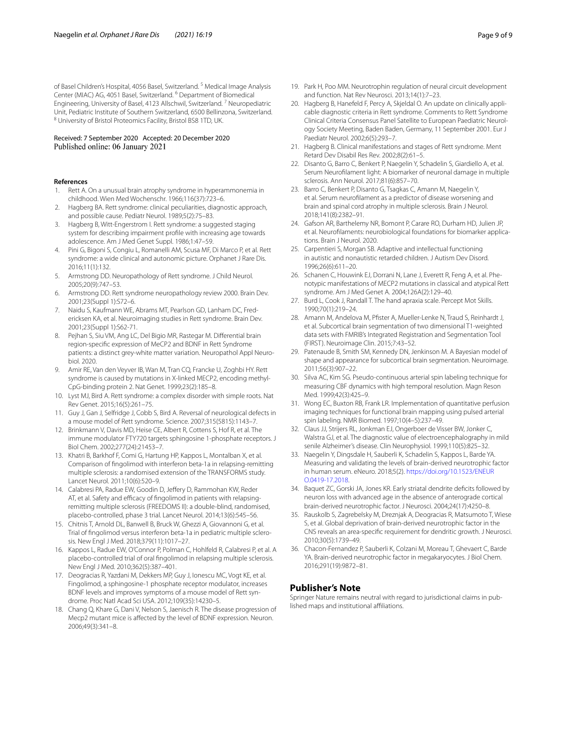of Basel Children's Hospital, 4056 Basel, Switzerland. [5] Medical Image Analysis Center (MIAC) AG, 4051 Basel, Switzerland. [6] Department of Biomedical Engineering, University of Basel, 4123 Allschwil, Switzerland. [7] Neuropediatric Unit, Pediatric Institute of Southern Switzerland, 6500 Bellinzona, Switzerland. [8] University of Bristol Proteomics Facility, Bristol BS8 1TD, UK.

Received: 7 September 2020 Accepted: 20 December 2020
Published online: 06 January 2021

#### References

1. Rett A. On a unusual brain atrophy syndrome in hyperammonemia in childhood. Wien Med Wochenschr. 1966;116(37):723–6.
2. Hagberg BA. Rett syndrome: clinical peculiarities, diagnostic approach, and possible cause. Pediatr Neurol. 1989;5(2):75–83.
3. Hagberg B, Witt-Engerstrom I. Rett syndrome: a suggested staging system for describing impairment profile with increasing age towards adolescence. Am J Med Genet Suppl. 1986;1:47–59.
4. Pini G, Bigoni S, Congiu L, Romanelli AM, Scusa MF, Di Marco P, et al. Rett syndrome: a wide clinical and autonomic picture. Orphanet J Rare Dis. 2016;11(1):132.
5. Armstrong DD. Neuropathology of Rett syndrome. J Child Neurol. 2005;20(9):747–53.
6. Armstrong DD. Rett syndrome neuropathology review 2000. Brain Dev. 2001;23(Suppl 1):S72–6.
7. Naidu S, Kaufmann WE, Abrams MT, Pearlson GD, Lanham DC, Fredericksen KA, et al. Neuroimaging studies in Rett syndrome. Brain Dev. 2001;23(Suppl 1):S62-71.
8. Pejhan S, Siu VM, Ang LC, Del Bigio MR, Rastegar M. Differential brain region-specific expression of MeCP2 and BDNF in Rett Syndrome patients: a distinct grey-white matter variation. Neuropathol Appl Neurobiol. 2020.
9. Amir RE, Van den Veyver IB, Wan M, Tran CQ, Francke U, Zoghbi HY. Rett syndrome is caused by mutations in X-linked MECP2, encoding methyl-CpG-binding protein 2. Nat Genet. 1999;23(2):185–8.
10. Lyst MJ, Bird A. Rett syndrome: a complex disorder with simple roots. Nat Rev Genet. 2015;16(5):261–75.
11. Guy J, Gan J, Selfridge J, Cobb S, Bird A. Reversal of neurological defects in a mouse model of Rett syndrome. Science. 2007;315(5815):1143–7.
12. Brinkmann V, Davis MD, Heise CE, Albert R, Cottens S, Hof R, et al. The immune modulator FTY720 targets sphingosine 1-phosphate receptors. J Biol Chem. 2002;277(24):21453–7.
13. Khatri B, Barkhof F, Comi G, Hartung HP, Kappos L, Montalban X, et al. Comparison of fingolimod with interferon beta-1a in relapsing-remitting multiple sclerosis: a randomised extension of the TRANSFORMS study. Lancet Neurol. 2011;10(6):520–9.
14. Calabresi PA, Radue EW, Goodin D, Jeffery D, Rammohan KW, Reder AT, et al. Safety and efficacy of fingolimod in patients with relapsing-remitting multiple sclerosis (FREEDOMS II): a double-blind, randomised, placebo-controlled, phase 3 trial. Lancet Neurol. 2014;13(6):545–56.
15. Chitnis T, Arnold DL, Banwell B, Bruck W, Ghezzi A, Giovannoni G, et al. Trial of fingolimod versus interferon beta-1a in pediatric multiple sclerosis. New Engl J Med. 2018;379(11):1017–27.
16. Kappos L, Radue EW, O'Connor P, Polman C, Hohlfeld R, Calabresi P, et al. A placebo-controlled trial of oral fingolimod in relapsing multiple sclerosis. New Engl J Med. 2010;362(5):387–401.
17. Deogracias R, Yazdani M, Dekkers MP, Guy J, Ionescu MC, Vogt KE, et al. Fingolimod, a sphingosine-1 phosphate receptor modulator, increases BDNF levels and improves symptoms of a mouse model of Rett syndrome. Proc Natl Acad Sci USA. 2012;109(35):14230–5.
18. Chang Q, Khare G, Dani V, Nelson S, Jaenisch R. The disease progression of Mecp2 mutant mice is affected by the level of BDNF expression. Neuron. 2006;49(3):341–8.
19. Park H, Poo MM. Neurotrophin regulation of neural circuit development and function. Nat Rev Neurosci. 2013;14(1):7–23.
20. Hagberg B, Hanefeld F, Percy A, Skjeldal O. An update on clinically applicable diagnostic criteria in Rett syndrome. Comments to Rett Syndrome Clinical Criteria Consensus Panel Satellite to European Paediatric Neurology Society Meeting, Baden Baden, Germany, 11 September 2001. Eur J Paediatr Neurol. 2002;6(5):293–7.
21. Hagberg B. Clinical manifestations and stages of Rett syndrome. Ment Retard Dev Disabil Res Rev. 2002;8(2):61–5.
22. Disanto G, Barro C, Benkert P, Naegelin Y, Schadelin S, Giardiello A, et al. Serum Neurofilament light: A biomarker of neuronal damage in multiple sclerosis. Ann Neurol. 2017;81(6):857–70.
23. Barro C, Benkert P, Disanto G, Tsagkas C, Amann M, Naegelin Y, et al. Serum neurofilament as a predictor of disease worsening and brain and spinal cord atrophy in multiple sclerosis. Brain J Neurol. 2018;141(8):2382–91.
24. Gafson AR, Barthelemy NR, Bomont P, Carare RO, Durham HD, Julien JP, et al. Neurofilaments: neurobiological foundations for biomarker applications. Brain J Neurol. 2020.
25. Carpentieri S, Morgan SB. Adaptive and intellectual functioning in autistic and nonautistic retarded children. J Autism Dev Disord. 1996;26(6):611–20.
26. Schanen C, Houwink EJ, Dorrani N, Lane J, Everett R, Feng A, et al. Phenotypic manifestations of MECP2 mutations in classical and atypical Rett syndrome. Am J Med Genet A. 2004;126A(2):129–40.
27. Burd L, Cook J, Randall T. The hand apraxia scale. Percept Mot Skills. 1990;70(1):219–24.
28. Amann M, Andelova M, Pfister A, Mueller-Lenke N, Traud S, Reinhardt J, et al. Subcortical brain segmentation of two dimensional T1-weighted data sets with FMRIB's Integrated Registration and Segmentation Tool (FIRST). Neuroimage Clin. 2015;7:43–52.
29. Patenaude B, Smith SM, Kennedy DN, Jenkinson M. A Bayesian model of shape and appearance for subcortical brain segmentation. Neuroimage. 2011;56(3):907–22.
30. Silva AC, Kim SG. Pseudo-continuous arterial spin labeling technique for measuring CBF dynamics with high temporal resolution. Magn Reson Med. 1999;42(3):425–9.
31. Wong EC, Buxton RB, Frank LR. Implementation of quantitative perfusion imaging techniques for functional brain mapping using pulsed arterial spin labeling. NMR Biomed. 1997;10(4–5):237–49.
32. Claus JJ, Strijers RL, Jonkman EJ, Ongerboer de Visser BW, Jonker C, Walstra GJ, et al. The diagnostic value of electroencephalography in mild senile Alzheimer's disease. Clin Neurophysiol. 1999;110(5):825–32.
33. Naegelin Y, Dingsdale H, Sauberli K, Schadelin S, Kappos L, Barde YA. Measuring and validating the levels of brain-derived neurotrophic factor in human serum. eNeuro. 2018;5(2). https://doi.org/10.1523/ENEURO.0419-17.2018.
34. Baquet ZC, Gorski JA, Jones KR. Early striatal dendrite deficits followed by neuron loss with advanced age in the absence of anterograde cortical brain-derived neurotrophic factor. J Neurosci. 2004;24(17):4250–8.
35. Rauskolb S, Zagrebelsky M, Dreznjak A, Deogracias R, Matsumoto T, Wiese S, et al. Global deprivation of brain-derived neurotrophic factor in the CNS reveals an area-specific requirement for dendritic growth. J Neurosci. 2010;30(5):1739–49.
36. Chacon-Fernandez P, Sauberli K, Colzani M, Moreau T, Ghevaert C, Barde YA. Brain-derived neurotrophic factor in megakaryocytes. J Biol Chem. 2016;291(19):9872–81.

## Publisher's Note

Springer Nature remains neutral with regard to jurisdictional claims in published maps and institutional affiliations.